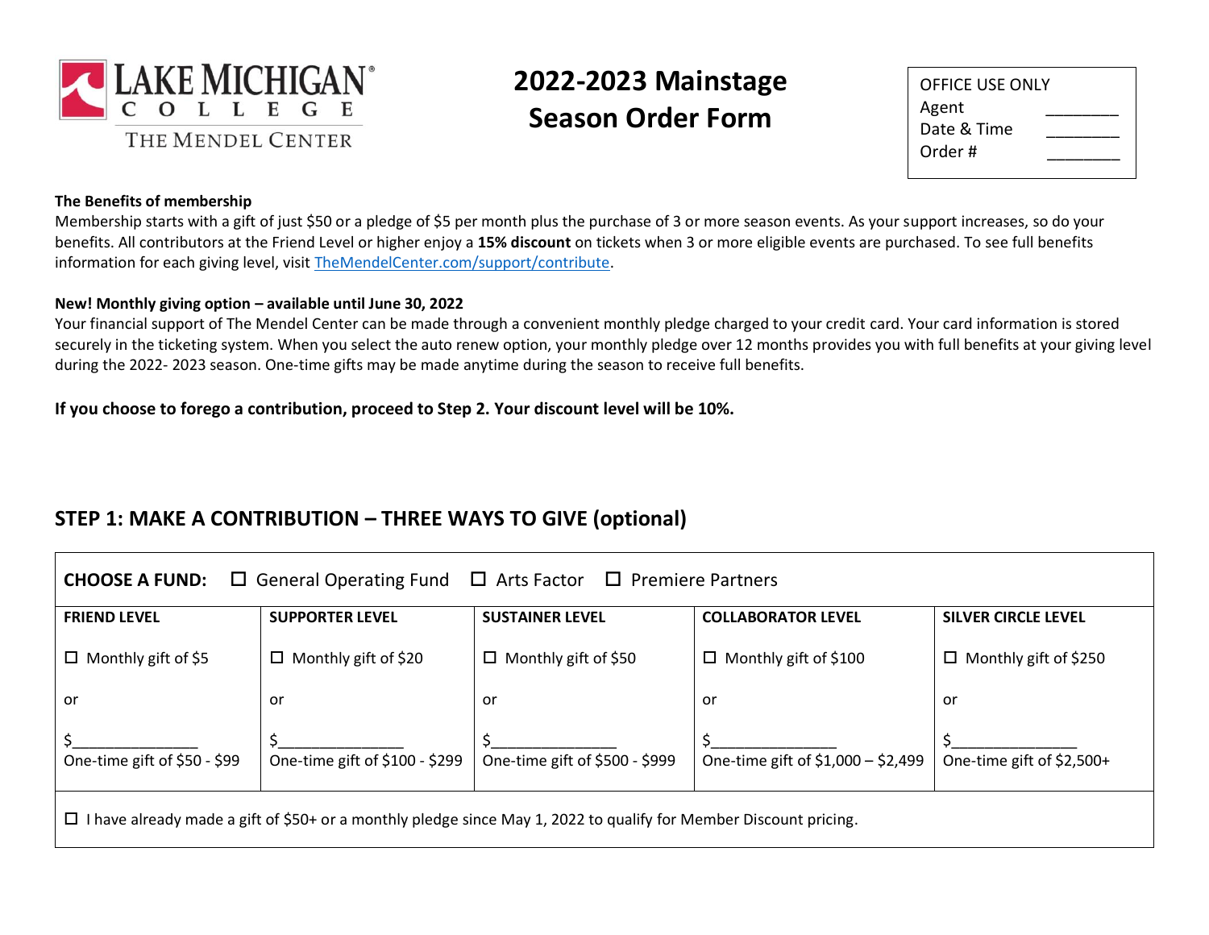LAKE MICHIGAN COLLEGE
THE MENDEL CENTER

# 2022-2023 Mainstage Season Order Form

| OFFICE USE ONLY | |
|---|---|
| Agent | ________ |
| Date & Time | ________ |
| Order # | ________ |

**The Benefits of membership**
Membership starts with a gift of just $50 or a pledge of $5 per month plus the purchase of 3 or more season events. As your support increases, so do your benefits. All contributors at the Friend Level or higher enjoy a **15% discount** on tickets when 3 or more eligible events are purchased. To see full benefits information for each giving level, visit TheMendelCenter.com/support/contribute.

**New! Monthly giving option – available until June 30, 2022**
Your financial support of The Mendel Center can be made through a convenient monthly pledge charged to your credit card. Your card information is stored securely in the ticketing system. When you select the auto renew option, your monthly pledge over 12 months provides you with full benefits at your giving level during the 2022- 2023 season. One-time gifts may be made anytime during the season to receive full benefits.

**If you choose to forego a contribution, proceed to Step 2. Your discount level will be 10%.**

## STEP 1: MAKE A CONTRIBUTION – THREE WAYS TO GIVE (optional)

**CHOOSE A FUND:** ☐ General Operating Fund ☐ Arts Factor ☐ Premiere Partners

| FRIEND LEVEL | SUPPORTER LEVEL | SUSTAINER LEVEL | COLLABORATOR LEVEL | SILVER CIRCLE LEVEL |
|---|---|---|---|---|
| ☐ Monthly gift of $5 | ☐ Monthly gift of $20 | ☐ Monthly gift of $50 | ☐ Monthly gift of $100 | ☐ Monthly gift of $250 |
| or | or | or | or | or |
| $_______________ One-time gift of $50 - $99 | $_______________ One-time gift of $100 - $299 | $_______________ One-time gift of $500 - $999 | $_______________ One-time gift of $1,000 – $2,499 | $_______________ One-time gift of $2,500+ |

☐ I have already made a gift of $50+ or a monthly pledge since May 1, 2022 to qualify for Member Discount pricing.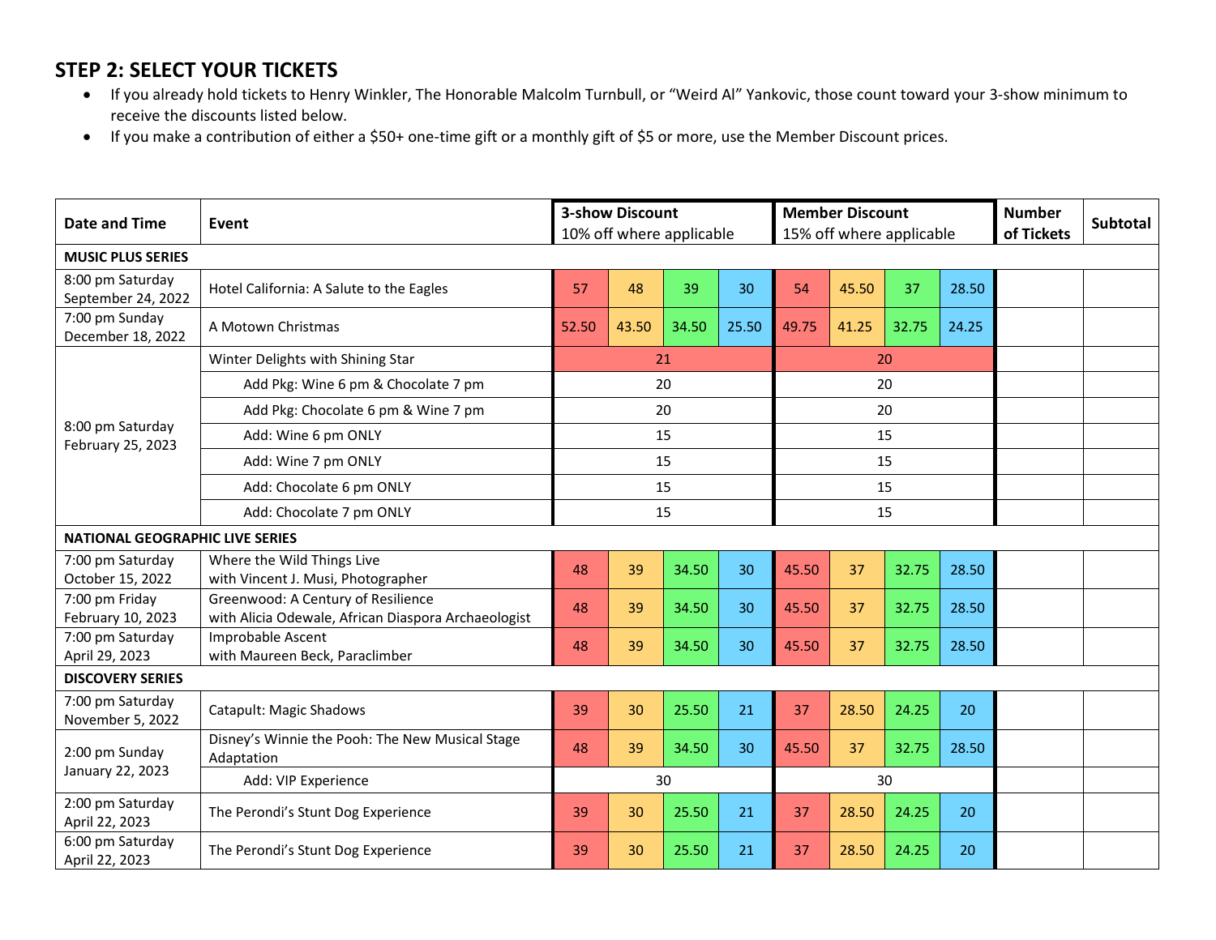## STEP 2: SELECT YOUR TICKETS

- If you already hold tickets to Henry Winkler, The Honorable Malcolm Turnbull, or "Weird Al" Yankovic, those count toward your 3-show minimum to receive the discounts listed below.
- If you make a contribution of either a $50+ one-time gift or a monthly gift of $5 or more, use the Member Discount prices.

| Date and Time | Event | 3-show Discount 10% off where applicable | | | | Member Discount 15% off where applicable | | | | Number of Tickets | Subtotal |
|---|---|---|---|---|---|---|---|---|---|---|---|
| **MUSIC PLUS SERIES** | | | | | | | | | | | |
| 8:00 pm Saturday September 24, 2022 | Hotel California: A Salute to the Eagles | 57 | 48 | 39 | 30 | 54 | 45.50 | 37 | 28.50 | | |
| 7:00 pm Sunday December 18, 2022 | A Motown Christmas | 52.50 | 43.50 | 34.50 | 25.50 | 49.75 | 41.25 | 32.75 | 24.25 | | |
| 8:00 pm Saturday February 25, 2023 | Winter Delights with Shining Star | 21 | | | | 20 | | | | | |
| | Add Pkg: Wine 6 pm & Chocolate 7 pm | 20 | | | | 20 | | | | | |
| | Add Pkg: Chocolate 6 pm & Wine 7 pm | 20 | | | | 20 | | | | | |
| | Add: Wine 6 pm ONLY | 15 | | | | 15 | | | | | |
| | Add: Wine 7 pm ONLY | 15 | | | | 15 | | | | | |
| | Add: Chocolate 6 pm ONLY | 15 | | | | 15 | | | | | |
| | Add: Chocolate 7 pm ONLY | 15 | | | | 15 | | | | | |
| **NATIONAL GEOGRAPHIC LIVE SERIES** | | | | | | | | | | | |
| 7:00 pm Saturday October 15, 2022 | Where the Wild Things Live with Vincent J. Musi, Photographer | 48 | 39 | 34.50 | 30 | 45.50 | 37 | 32.75 | 28.50 | | |
| 7:00 pm Friday February 10, 2023 | Greenwood: A Century of Resilience with Alicia Odewale, African Diaspora Archaeologist | 48 | 39 | 34.50 | 30 | 45.50 | 37 | 32.75 | 28.50 | | |
| 7:00 pm Saturday April 29, 2023 | Improbable Ascent with Maureen Beck, Paraclimber | 48 | 39 | 34.50 | 30 | 45.50 | 37 | 32.75 | 28.50 | | |
| **DISCOVERY SERIES** | | | | | | | | | | | |
| 7:00 pm Saturday November 5, 2022 | Catapult: Magic Shadows | 39 | 30 | 25.50 | 21 | 37 | 28.50 | 24.25 | 20 | | |
| 2:00 pm Sunday January 22, 2023 | Disney's Winnie the Pooh: The New Musical Stage Adaptation | 48 | 39 | 34.50 | 30 | 45.50 | 37 | 32.75 | 28.50 | | |
| | Add: VIP Experience | 30 | | | | 30 | | | | | |
| 2:00 pm Saturday April 22, 2023 | The Perondi's Stunt Dog Experience | 39 | 30 | 25.50 | 21 | 37 | 28.50 | 24.25 | 20 | | |
| 6:00 pm Saturday April 22, 2023 | The Perondi's Stunt Dog Experience | 39 | 30 | 25.50 | 21 | 37 | 28.50 | 24.25 | 20 | | |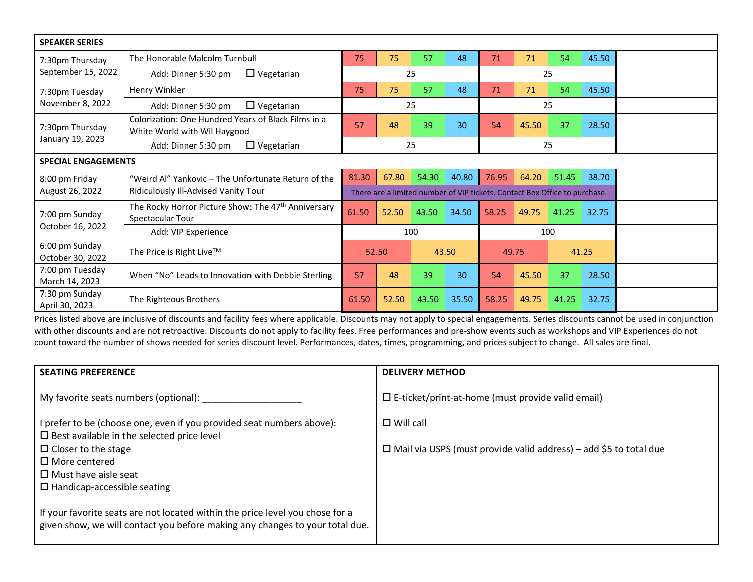| SPEAKER SERIES | | | | | | | | | | | |
|---|---|---|---|---|---|---|---|---|---|---|---|
| 7:30pm Thursday September 15, 2022 | The Honorable Malcolm Turnbull | 75 | 75 | 57 | 48 | 71 | 71 | 54 | 45.50 | | |
| | Add: Dinner 5:30 pm ☐ Vegetarian | 25 | | | | 25 | | | | | |
| 7:30pm Tuesday November 8, 2022 | Henry Winkler | 75 | 75 | 57 | 48 | 71 | 71 | 54 | 45.50 | | |
| | Add: Dinner 5:30 pm ☐ Vegetarian | 25 | | | | 25 | | | | | |
| 7:30pm Thursday January 19, 2023 | Colorization: One Hundred Years of Black Films in a White World with Wil Haygood | 57 | 48 | 39 | 30 | 54 | 45.50 | 37 | 28.50 | | |
| | Add: Dinner 5:30 pm ☐ Vegetarian | 25 | | | | 25 | | | | | |
| **SPECIAL ENGAGEMENTS** | | | | | | | | | | | |
| 8:00 pm Friday August 26, 2022 | "Weird Al" Yankovic – The Unfortunate Return of the Ridiculously Ill-Advised Vanity Tour | 81.30 | 67.80 | 54.30 | 40.80 | 76.95 | 64.20 | 51.45 | 38.70 | | |
| | | There are a limited number of VIP tickets. Contact Box Office to purchase. | | | | | | | | | |
| 7:00 pm Sunday October 16, 2022 | The Rocky Horror Picture Show: The 47th Anniversary Spectacular Tour | 61.50 | 52.50 | 43.50 | 34.50 | 58.25 | 49.75 | 41.25 | 32.75 | | |
| | Add: VIP Experience | 100 | | | | 100 | | | | | |
| 6:00 pm Sunday October 30, 2022 | The Price is Right Live™ | 52.50 | | 43.50 | | 49.75 | | 41.25 | | | |
| 7:00 pm Tuesday March 14, 2023 | When "No" Leads to Innovation with Debbie Sterling | 57 | 48 | 39 | 30 | 54 | 45.50 | 37 | 28.50 | | |
| 7:30 pm Sunday April 30, 2023 | The Righteous Brothers | 61.50 | 52.50 | 43.50 | 35.50 | 58.25 | 49.75 | 41.25 | 32.75 | | |

Prices listed above are inclusive of discounts and facility fees where applicable. Discounts may not apply to special engagements. Series discounts cannot be used in conjunction with other discounts and are not retroactive. Discounts do not apply to facility fees. Free performances and pre-show events such as workshops and VIP Experiences do not count toward the number of shows needed for series discount level. Performances, dates, times, programming, and prices subject to change. All sales are final.

## SEATING PREFERENCE

My favorite seats numbers (optional): ___________________

I prefer to be (choose one, even if you provided seat numbers above):

☐ Best available in the selected price level
☐ Closer to the stage
☐ More centered
☐ Must have aisle seat
☐ Handicap-accessible seating

If your favorite seats are not located within the price level you chose for a given show, we will contact you before making any changes to your total due.

## DELIVERY METHOD

☐ E-ticket/print-at-home (must provide valid email)

☐ Will call

☐ Mail via USPS (must provide valid address) – add $5 to total due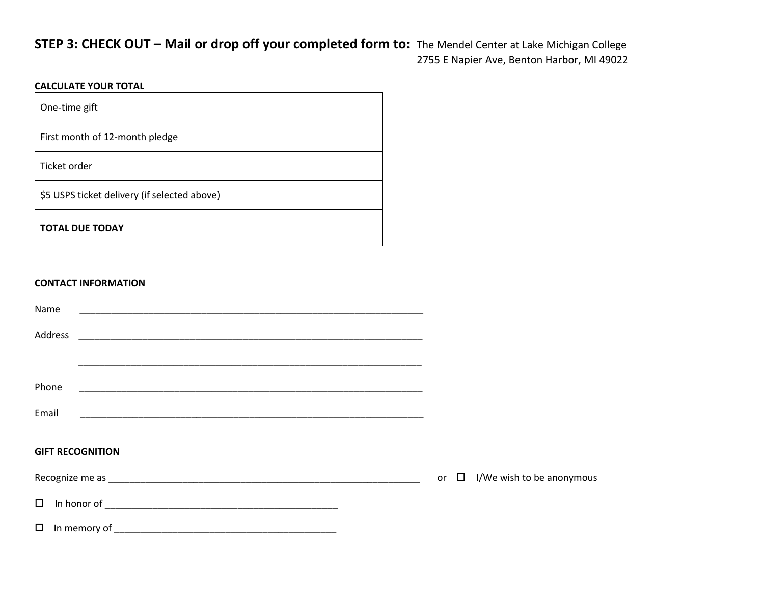## STEP 3: CHECK OUT – Mail or drop off your completed form to:

The Mendel Center at Lake Michigan College
2755 E Napier Ave, Benton Harbor, MI 49022

**CALCULATE YOUR TOTAL**

| | |
|---|---|
| One-time gift | |
| First month of 12-month pledge | |
| Ticket order | |
| $5 USPS ticket delivery (if selected above) | |
| **TOTAL DUE TODAY** | |

**CONTACT INFORMATION**

Name ____________________________________________________________________

Address ____________________________________________________________________

____________________________________________________________________

Phone ____________________________________________________________________

Email ____________________________________________________________________

**GIFT RECOGNITION**

Recognize me as ______________________________________________________________ or ☐ I/We wish to be anonymous

☐ In honor of ______________________________________________

☐ In memory of ____________________________________________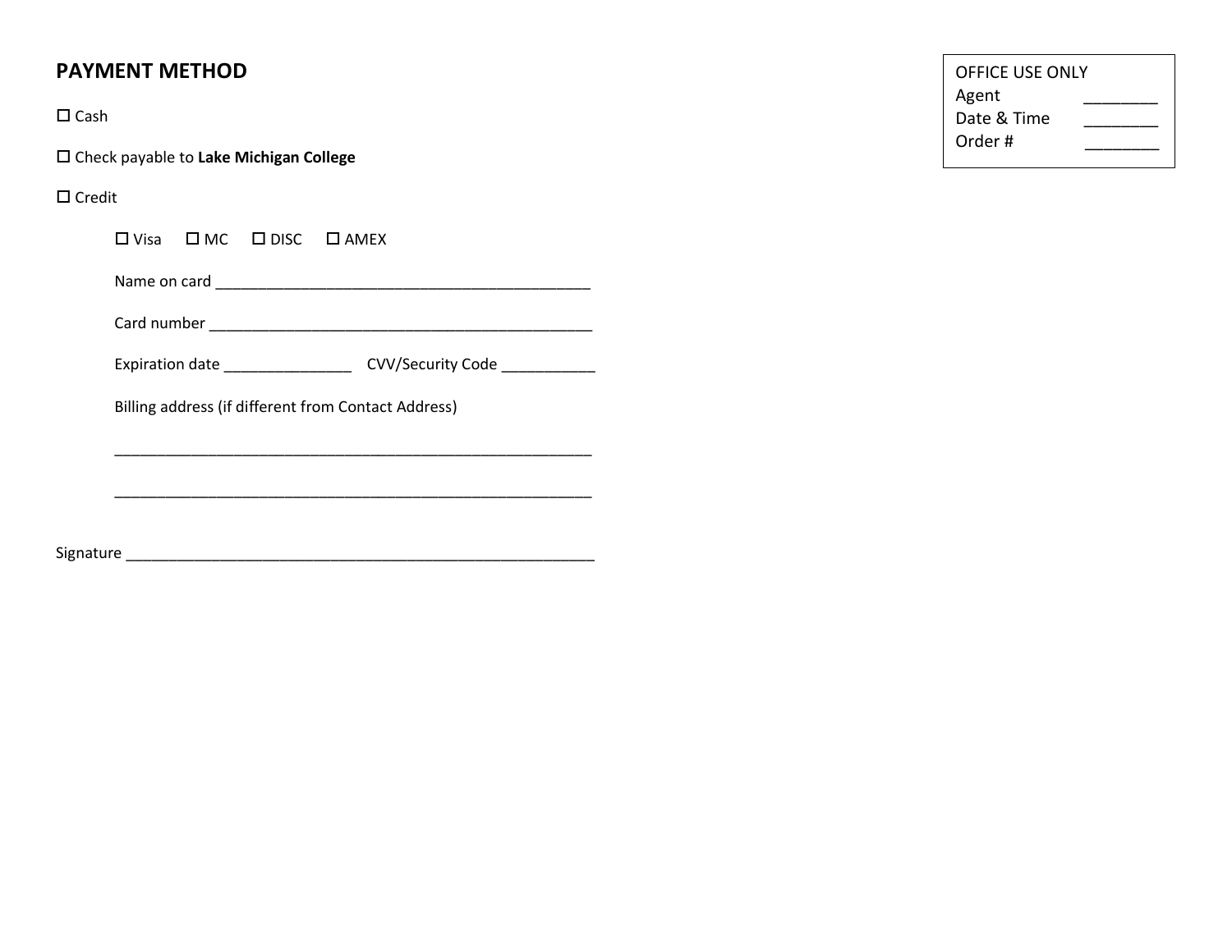## PAYMENT METHOD

☐ Cash

☐ Check payable to **Lake Michigan College**

☐ Credit

☐ Visa ☐ MC ☐ DISC ☐ AMEX

Name on card ____________________________________________

Card number _____________________________________________

Expiration date _______________ CVV/Security Code ___________

Billing address (if different from Contact Address)

_________________________________________________________

_________________________________________________________

Signature _______________________________________________________

| OFFICE USE ONLY | |
|---|---|
| Agent | ________ |
| Date & Time | ________ |
| Order # | ________ |